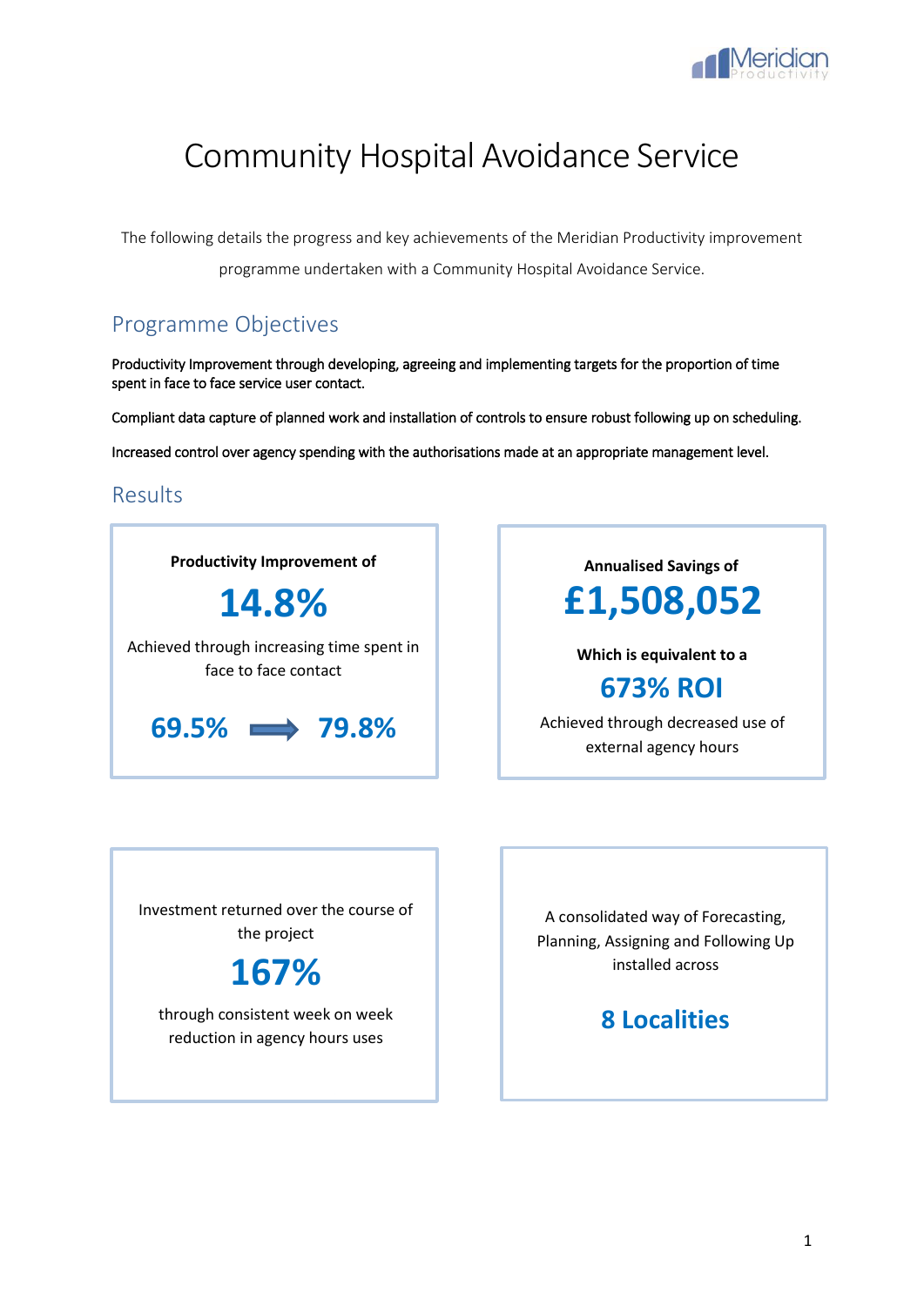# Community Hospital Avoidance Service

The following details the progress and key achievements of the Meridian Productivity improvement programme undertaken with a Community Hospital Avoidance Service.

## Programme Objectives

Productivity Improvement through developing, agreeing and implementing targets for the proportion of time spent in face to face service user contact.

Compliant data capture of planned work and installation of controls to ensure robust following up on scheduling.

Increased control over agency spending with the authorisations made at an appropriate management level.

## Results

**Productivity Improvement of**

**14.8%**

Achieved through increasing time spent in face to face contact

**69.5% → 79.8%**

**Annualised Savings of**

**£1,508,052**

**Which is equivalent to a**

**673% ROI**

Achieved through decreased use of external agency hours

Investment returned over the course of the project

**167%**

through consistent week on week reduction in agency hours uses

A consolidated way of Forecasting, Planning, Assigning and Following Up installed across

**8 Localities**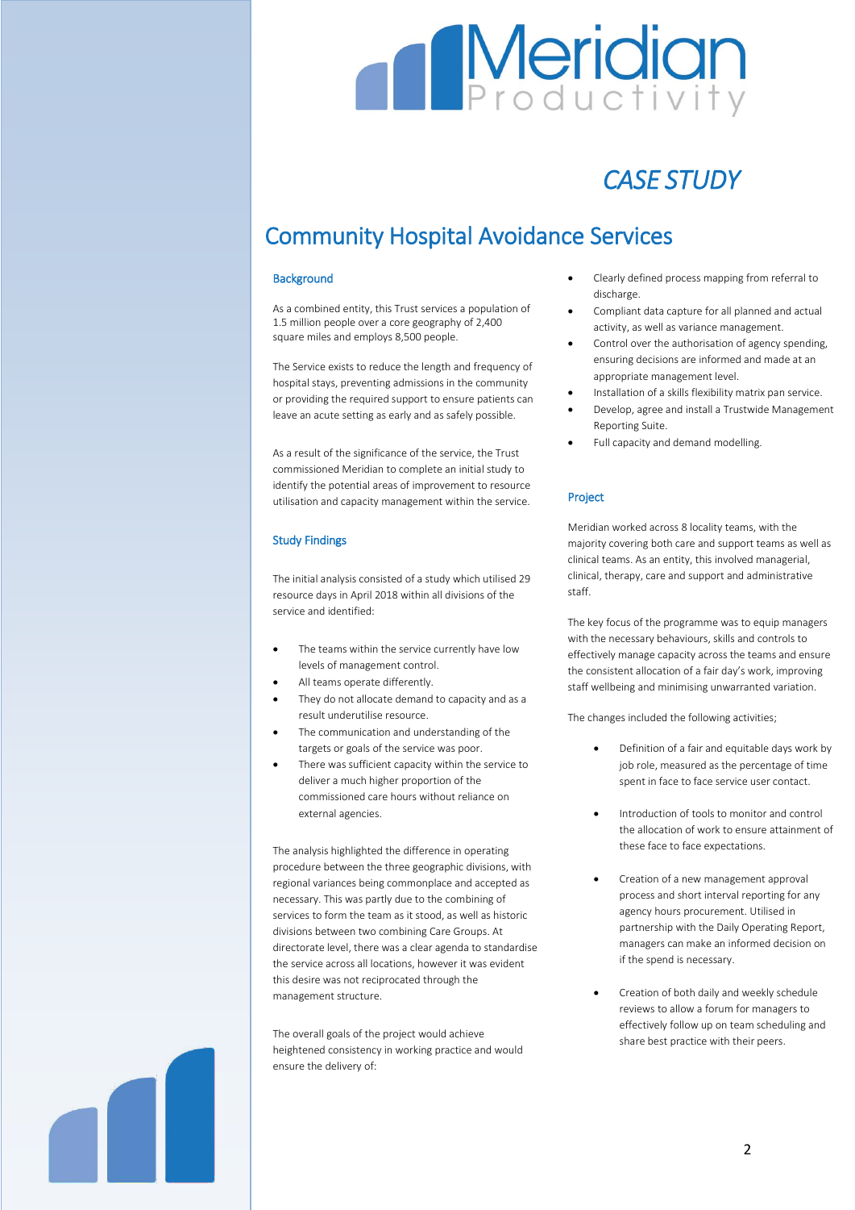# CASE STUDY

## Community Hospital Avoidance Services

### Background

As a combined entity, this Trust services a population of 1.5 million people over a core geography of 2,400 square miles and employs 8,500 people.

The Service exists to reduce the length and frequency of hospital stays, preventing admissions in the community or providing the required support to ensure patients can leave an acute setting as early and as safely possible.

As a result of the significance of the service, the Trust commissioned Meridian to complete an initial study to identify the potential areas of improvement to resource utilisation and capacity management within the service.

### Study Findings

The initial analysis consisted of a study which utilised 29 resource days in April 2018 within all divisions of the service and identified:

- The teams within the service currently have low levels of management control.
- All teams operate differently.
- They do not allocate demand to capacity and as a result underutilise resource.
- The communication and understanding of the targets or goals of the service was poor.
- There was sufficient capacity within the service to deliver a much higher proportion of the commissioned care hours without reliance on external agencies.

The analysis highlighted the difference in operating procedure between the three geographic divisions, with regional variances being commonplace and accepted as necessary. This was partly due to the combining of services to form the team as it stood, as well as historic divisions between two combining Care Groups. At directorate level, there was a clear agenda to standardise the service across all locations, however it was evident this desire was not reciprocated through the management structure.

The overall goals of the project would achieve heightened consistency in working practice and would ensure the delivery of:

- Clearly defined process mapping from referral to discharge.
- Compliant data capture for all planned and actual activity, as well as variance management.
- Control over the authorisation of agency spending, ensuring decisions are informed and made at an appropriate management level.
- Installation of a skills flexibility matrix pan service.
- Develop, agree and install a Trustwide Management Reporting Suite.
- Full capacity and demand modelling.

### Project

Meridian worked across 8 locality teams, with the majority covering both care and support teams as well as clinical teams. As an entity, this involved managerial, clinical, therapy, care and support and administrative staff.

The key focus of the programme was to equip managers with the necessary behaviours, skills and controls to effectively manage capacity across the teams and ensure the consistent allocation of a fair day's work, improving staff wellbeing and minimising unwarranted variation.

The changes included the following activities;

- Definition of a fair and equitable days work by job role, measured as the percentage of time spent in face to face service user contact.
- Introduction of tools to monitor and control the allocation of work to ensure attainment of these face to face expectations.
- Creation of a new management approval process and short interval reporting for any agency hours procurement. Utilised in partnership with the Daily Operating Report, managers can make an informed decision on if the spend is necessary.
- Creation of both daily and weekly schedule reviews to allow a forum for managers to effectively follow up on team scheduling and share best practice with their peers.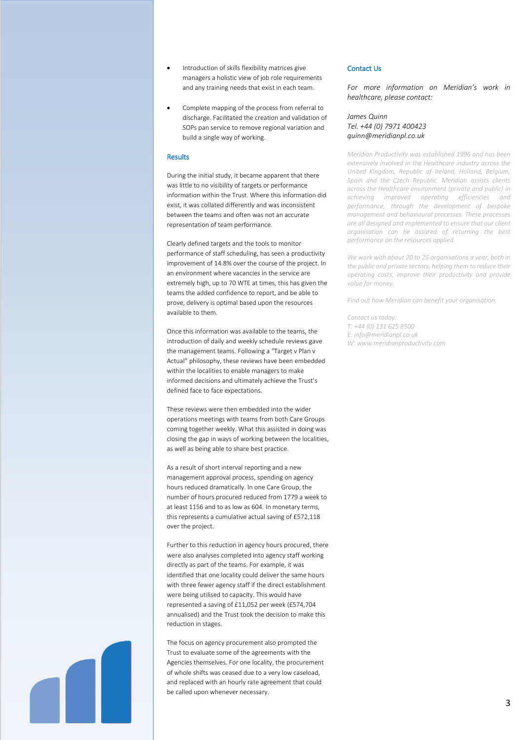- Introduction of skills flexibility matrices give managers a holistic view of job role requirements and any training needs that exist in each team.
- Complete mapping of the process from referral to discharge. Facilitated the creation and validation of SOPs pan service to remove regional variation and build a single way of working.

## Results

During the initial study, it became apparent that there was little to no visibility of targets or performance information within the Trust. Where this information did exist, it was collated differently and was inconsistent between the teams and often was not an accurate representation of team performance.

Clearly defined targets and the tools to monitor performance of staff scheduling, has seen a productivity improvement of 14.8% over the course of the project. In an environment where vacancies in the service are extremely high, up to 70 WTE at times, this has given the teams the added confidence to report, and be able to prove, delivery is optimal based upon the resources available to them.

Once this information was available to the teams, the introduction of daily and weekly schedule reviews gave the management teams. Following a "Target v Plan v Actual" philosophy, these reviews have been embedded within the localities to enable managers to make informed decisions and ultimately achieve the Trust's defined face to face expectations.

These reviews were then embedded into the wider operations meetings with teams from both Care Groups coming together weekly. What this assisted in doing was closing the gap in ways of working between the localities, as well as being able to share best practice.

As a result of short interval reporting and a new management approval process, spending on agency hours reduced dramatically. In one Care Group, the number of hours procured reduced from 1779 a week to at least 1156 and to as low as 604. In monetary terms, this represents a cumulative actual saving of £572,118 over the project.

Further to this reduction in agency hours procured, there were also analyses completed into agency staff working directly as part of the teams. For example, it was identified that one locality could deliver the same hours with three fewer agency staff if the direct establishment were being utilised to capacity. This would have represented a saving of £11,052 per week (£574,704 annualised) and the Trust took the decision to make this reduction in stages.

The focus on agency procurement also prompted the Trust to evaluate some of the agreements with the Agencies themselves. For one locality, the procurement of whole shifts was ceased due to a very low caseload, and replaced with an hourly rate agreement that could be called upon whenever necessary.

## Contact Us

*For more information on Meridian's work in healthcare, please contact:*

*James Quinn*
*Tel. +44 (0) 7971 400423*
*quinn@meridianpl.co.uk*

*Meridian Productivity was established 1996 and has been extensively involved in the Healthcare industry across the United Kingdom, Republic of Ireland, Holland, Belgium, Spain and the Czech Republic. Meridian assists clients across the Healthcare environment (private and public) in achieving improved operating efficiencies and performance, through the development of bespoke management and behavioural processes. These processes are all designed and implemented to ensure that our client organisation can be assured of returning the best performance on the resources applied.*

*We work with about 20 to 25 organisations a year, both in the public and private sectors, helping them to reduce their operating costs, improve their productivity and provide value for money.*

*Find out how Meridian can benefit your organisation.*

*Contact us today:*
*T: +44 (0) 131 625 8500*
*E: info@meridianpl.co.uk*
*W: www.meridianproductivity.com*